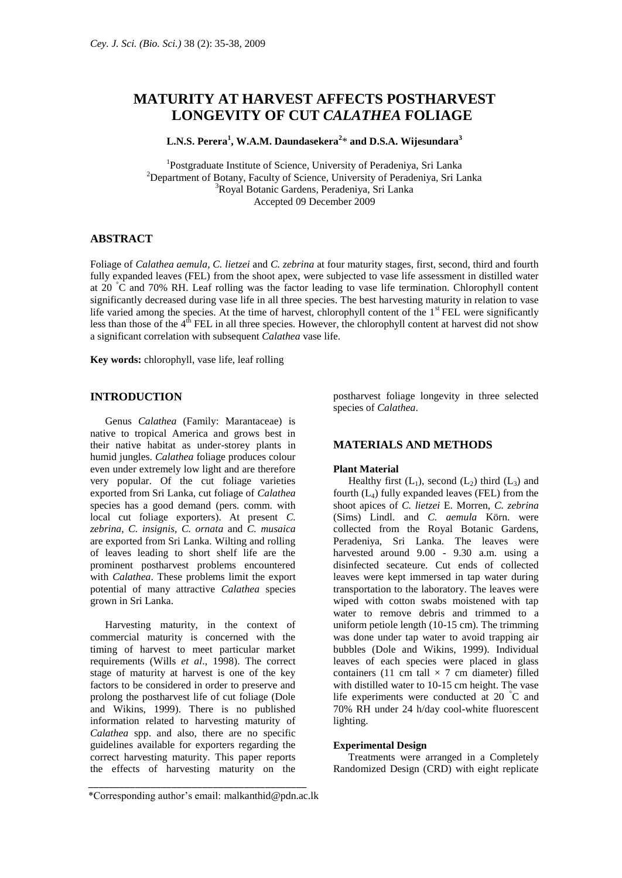# MATURITY AT HARVEST AFFECTS POSTHARVEST LONGEVITY OF CUT *CALATHEA* FOLIAGE

**L.N.S. Perera[1], W.A.M. Daundasekera[2]\* and D.S.A. Wijesundara[3]**

[1]Postgraduate Institute of Science, University of Peradeniya, Sri Lanka
[2]Department of Botany, Faculty of Science, University of Peradeniya, Sri Lanka
[3]Royal Botanic Gardens, Peradeniya, Sri Lanka
Accepted 09 December 2009

## ABSTRACT

Foliage of *Calathea aemula*, *C. lietzei* and *C. zebrina* at four maturity stages, first, second, third and fourth fully expanded leaves (FEL) from the shoot apex, were subjected to vase life assessment in distilled water at 20 °C and 70% RH. Leaf rolling was the factor leading to vase life termination. Chlorophyll content significantly decreased during vase life in all three species. The best harvesting maturity in relation to vase life varied among the species. At the time of harvest, chlorophyll content of the 1st FEL were significantly less than those of the 4th FEL in all three species. However, the chlorophyll content at harvest did not show a significant correlation with subsequent *Calathea* vase life.

**Key words:** chlorophyll, vase life, leaf rolling

## INTRODUCTION

Genus *Calathea* (Family: Marantaceae) is native to tropical America and grows best in their native habitat as under-storey plants in humid jungles. *Calathea* foliage produces colour even under extremely low light and are therefore very popular. Of the cut foliage varieties exported from Sri Lanka, cut foliage of *Calathea* species has a good demand (pers. comm. with local cut foliage exporters). At present *C. zebrina*, *C. insignis*, *C. ornata* and *C. musaica* are exported from Sri Lanka. Wilting and rolling of leaves leading to short shelf life are the prominent postharvest problems encountered with *Calathea*. These problems limit the export potential of many attractive *Calathea* species grown in Sri Lanka.

Harvesting maturity, in the context of commercial maturity is concerned with the timing of harvest to meet particular market requirements (Wills *et al*., 1998). The correct stage of maturity at harvest is one of the key factors to be considered in order to preserve and prolong the postharvest life of cut foliage (Dole and Wikins, 1999). There is no published information related to harvesting maturity of *Calathea* spp. and also, there are no specific guidelines available for exporters regarding the correct harvesting maturity. This paper reports the effects of harvesting maturity on the postharvest foliage longevity in three selected species of *Calathea*.

## MATERIALS AND METHODS

### Plant Material

Healthy first ($L_1$), second ($L_2$) third ($L_3$) and fourth ($L_4$) fully expanded leaves (FEL) from the shoot apices of *C. lietzei* E. Morren, *C. zebrina* (Sims) Lindl. and *C. aemula* Körn. were collected from the Royal Botanic Gardens, Peradeniya, Sri Lanka. The leaves were harvested around 9.00 - 9.30 a.m. using a disinfected secateure. Cut ends of collected leaves were kept immersed in tap water during transportation to the laboratory. The leaves were wiped with cotton swabs moistened with tap water to remove debris and trimmed to a uniform petiole length (10-15 cm). The trimming was done under tap water to avoid trapping air bubbles (Dole and Wikins, 1999). Individual leaves of each species were placed in glass containers (11 cm tall × 7 cm diameter) filled with distilled water to 10-15 cm height. The vase life experiments were conducted at 20 °C and 70% RH under 24 h/day cool-white fluorescent lighting.

### Experimental Design

Treatments were arranged in a Completely Randomized Design (CRD) with eight replicate

\*Corresponding author's email: malkanthid@pdn.ac.lk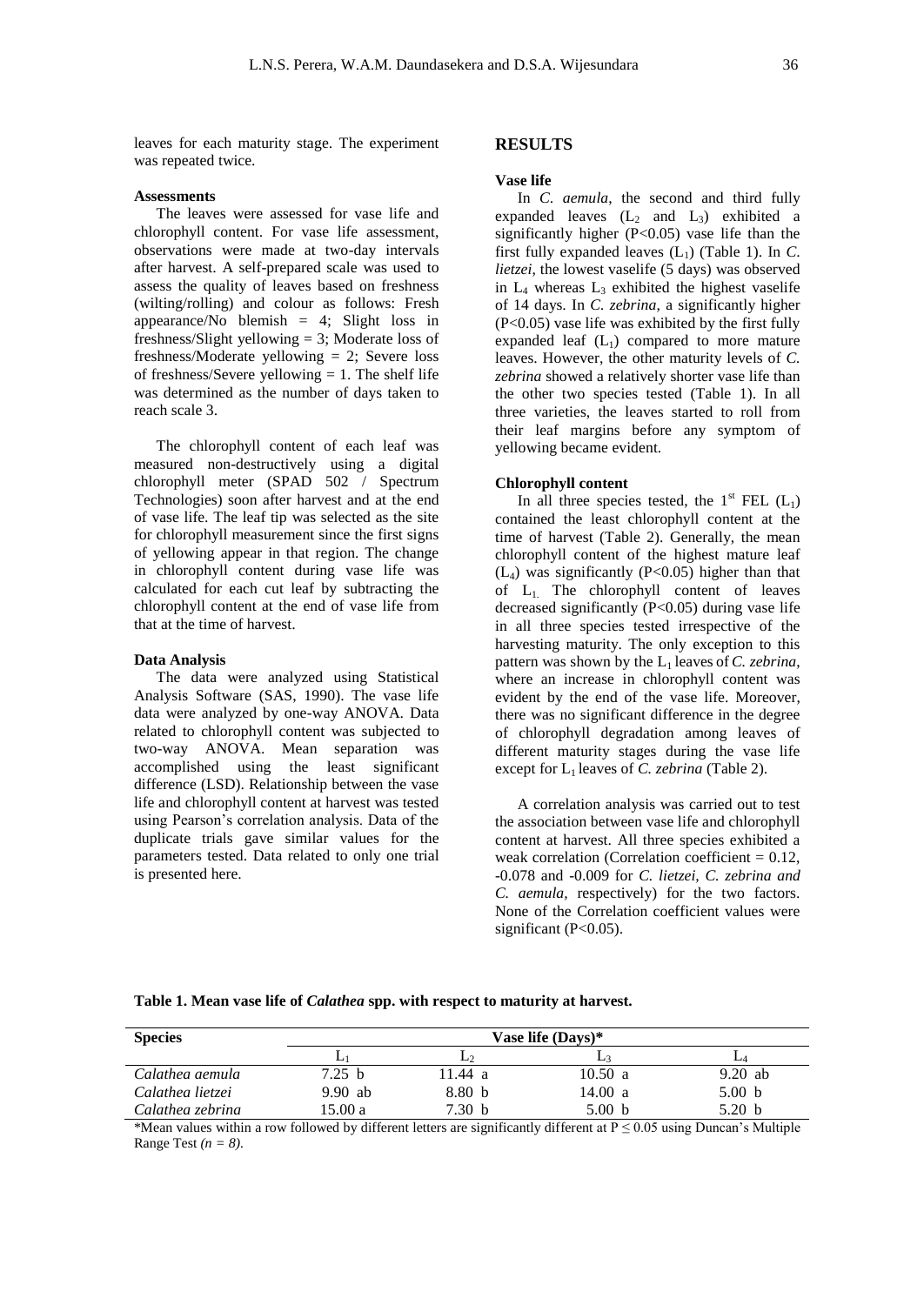leaves for each maturity stage. The experiment was repeated twice.

### Assessments

The leaves were assessed for vase life and chlorophyll content. For vase life assessment, observations were made at two-day intervals after harvest. A self-prepared scale was used to assess the quality of leaves based on freshness (wilting/rolling) and colour as follows: Fresh appearance/No blemish = 4; Slight loss in freshness/Slight yellowing = 3; Moderate loss of freshness/Moderate yellowing = 2; Severe loss of freshness/Severe yellowing = 1. The shelf life was determined as the number of days taken to reach scale 3.

The chlorophyll content of each leaf was measured non-destructively using a digital chlorophyll meter (SPAD 502 / Spectrum Technologies) soon after harvest and at the end of vase life. The leaf tip was selected as the site for chlorophyll measurement since the first signs of yellowing appear in that region. The change in chlorophyll content during vase life was calculated for each cut leaf by subtracting the chlorophyll content at the end of vase life from that at the time of harvest.

### Data Analysis

The data were analyzed using Statistical Analysis Software (SAS, 1990). The vase life data were analyzed by one-way ANOVA. Data related to chlorophyll content was subjected to two-way ANOVA. Mean separation was accomplished using the least significant difference (LSD). Relationship between the vase life and chlorophyll content at harvest was tested using Pearson's correlation analysis. Data of the duplicate trials gave similar values for the parameters tested. Data related to only one trial is presented here.

## RESULTS

### Vase life

In *C. aemula*, the second and third fully expanded leaves ($L_2$ and $L_3$) exhibited a significantly higher ($P<0.05$) vase life than the first fully expanded leaves ($L_1$) (Table 1). In *C. lietzei*, the lowest vaselife (5 days) was observed in $L_4$ whereas $L_3$ exhibited the highest vaselife of 14 days. In *C. zebrina*, a significantly higher ($P<0.05$) vase life was exhibited by the first fully expanded leaf ($L_1$) compared to more mature leaves. However, the other maturity levels of *C. zebrina* showed a relatively shorter vase life than the other two species tested (Table 1). In all three varieties, the leaves started to roll from their leaf margins before any symptom of yellowing became evident.

### Chlorophyll content

In all three species tested, the 1st FEL ($L_1$) contained the least chlorophyll content at the time of harvest (Table 2). Generally, the mean chlorophyll content of the highest mature leaf ($L_4$) was significantly ($P<0.05$) higher than that of $L_1$. The chlorophyll content of leaves decreased significantly ($P<0.05$) during vase life in all three species tested irrespective of the harvesting maturity. The only exception to this pattern was shown by the $L_1$ leaves of *C. zebrina*, where an increase in chlorophyll content was evident by the end of the vase life. Moreover, there was no significant difference in the degree of chlorophyll degradation among leaves of different maturity stages during the vase life except for $L_1$ leaves of *C. zebrina* (Table 2).

A correlation analysis was carried out to test the association between vase life and chlorophyll content at harvest. All three species exhibited a weak correlation (Correlation coefficient = 0.12, -0.078 and -0.009 for *C. lietzei, C. zebrina and C. aemula,* respectively) for the two factors. None of the Correlation coefficient values were significant ($P<0.05$).

**Table 1. Mean vase life of *Calathea* spp. with respect to maturity at harvest.**

| Species | Vase life (Days)* | | | |
|---|---|---|---|---|
| | $L_1$ | $L_2$ | $L_3$ | $L_4$ |
| *Calathea aemula* | 7.25 b | 11.44 a | 10.50 a | 9.20 ab |
| *Calathea lietzei* | 9.90 ab | 8.80 b | 14.00 a | 5.00 b |
| *Calathea zebrina* | 15.00 a | 7.30 b | 5.00 b | 5.20 b |

*Mean values within a row followed by different letters are significantly different at $P \leq 0.05$ using Duncan's Multiple Range Test *(n = 8)*.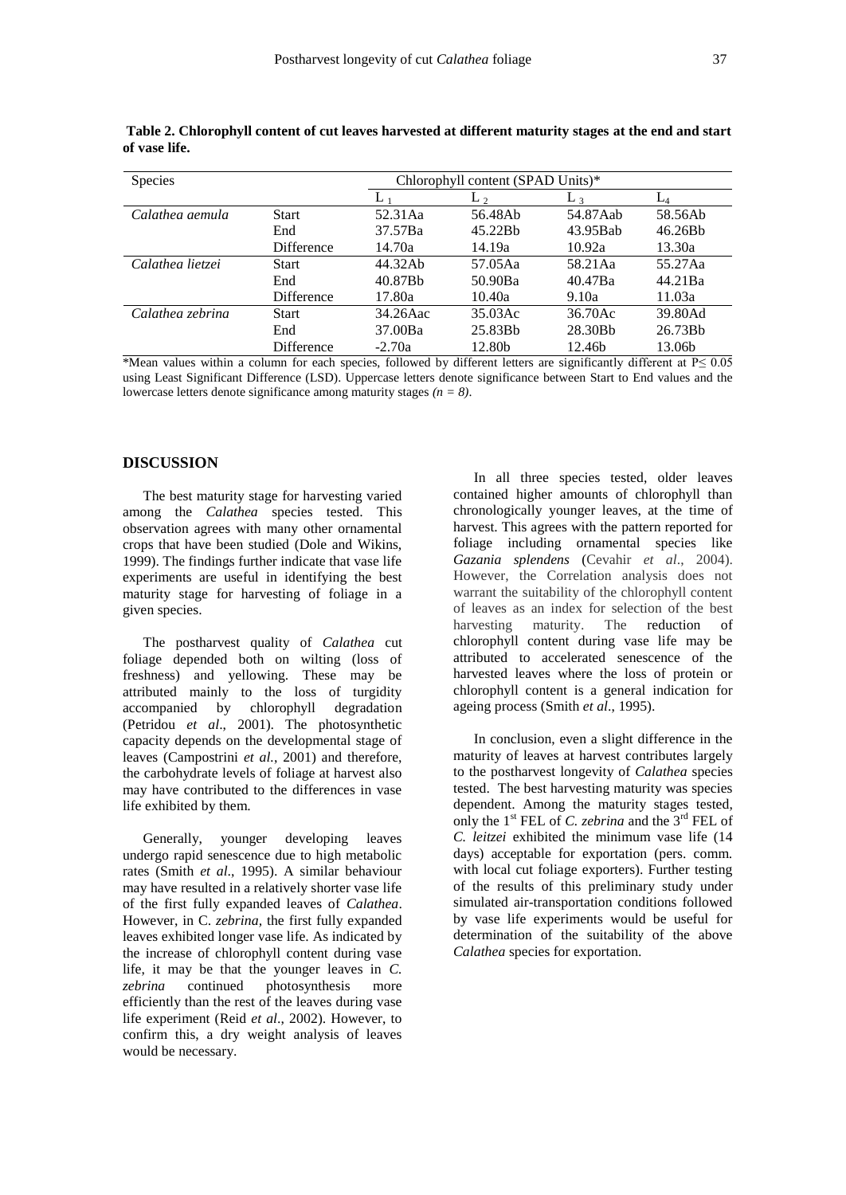**Table 2. Chlorophyll content of cut leaves harvested at different maturity stages at the end and start of vase life.**

| Species | | Chlorophyll content (SPAD Units)* | | | |
|---|---|---|---|---|---|
| | | $L_1$ | $L_2$ | $L_3$ | $L_4$ |
| *Calathea aemula* | Start | 52.31Aa | 56.48Ab | 54.87Aab | 58.56Ab |
| | End | 37.57Ba | 45.22Bb | 43.95Bab | 46.26Bb |
| | Difference | 14.70a | 14.19a | 10.92a | 13.30a |
| *Calathea lietzei* | Start | 44.32Ab | 57.05Aa | 58.21Aa | 55.27Aa |
| | End | 40.87Bb | 50.90Ba | 40.47Ba | 44.21Ba |
| | Difference | 17.80a | 10.40a | 9.10a | 11.03a |
| *Calathea zebrina* | Start | 34.26Aac | 35.03Ac | 36.70Ac | 39.80Ad |
| | End | 37.00Ba | 25.83Bb | 28.30Bb | 26.73Bb |
| | Difference | -2.70a | 12.80b | 12.46b | 13.06b |

*Mean values within a column for each species, followed by different letters are significantly different at $P \leq 0.05$ using Least Significant Difference (LSD). Uppercase letters denote significance between Start to End values and the lowercase letters denote significance among maturity stages *(n = 8)*.

## DISCUSSION

The best maturity stage for harvesting varied among the *Calathea* species tested. This observation agrees with many other ornamental crops that have been studied (Dole and Wikins, 1999). The findings further indicate that vase life experiments are useful in identifying the best maturity stage for harvesting of foliage in a given species.

The postharvest quality of *Calathea* cut foliage depended both on wilting (loss of freshness) and yellowing. These may be attributed mainly to the loss of turgidity accompanied by chlorophyll degradation (Petridou *et al*., 2001). The photosynthetic capacity depends on the developmental stage of leaves (Campostrini *et al.*, 2001) and therefore, the carbohydrate levels of foliage at harvest also may have contributed to the differences in vase life exhibited by them.

Generally, younger developing leaves undergo rapid senescence due to high metabolic rates (Smith *et al*., 1995). A similar behaviour may have resulted in a relatively shorter vase life of the first fully expanded leaves of *Calathea*. However, in C. *zebrina,* the first fully expanded leaves exhibited longer vase life. As indicated by the increase of chlorophyll content during vase life, it may be that the younger leaves in *C. zebrina* continued photosynthesis more efficiently than the rest of the leaves during vase life experiment (Reid *et al*., 2002). However, to confirm this, a dry weight analysis of leaves would be necessary.

In all three species tested, older leaves contained higher amounts of chlorophyll than chronologically younger leaves, at the time of harvest. This agrees with the pattern reported for foliage including ornamental species like *Gazania splendens* (Cevahir *et al*., 2004). However, the Correlation analysis does not warrant the suitability of the chlorophyll content of leaves as an index for selection of the best harvesting maturity. The reduction of chlorophyll content during vase life may be attributed to accelerated senescence of the harvested leaves where the loss of protein or chlorophyll content is a general indication for ageing process (Smith *et al*., 1995).

In conclusion, even a slight difference in the maturity of leaves at harvest contributes largely to the postharvest longevity of *Calathea* species tested. The best harvesting maturity was species dependent. Among the maturity stages tested, only the 1st FEL of *C. zebrina* and the 3rd FEL of *C. leitzei* exhibited the minimum vase life (14 days) acceptable for exportation (pers. comm. with local cut foliage exporters). Further testing of the results of this preliminary study under simulated air-transportation conditions followed by vase life experiments would be useful for determination of the suitability of the above *Calathea* species for exportation.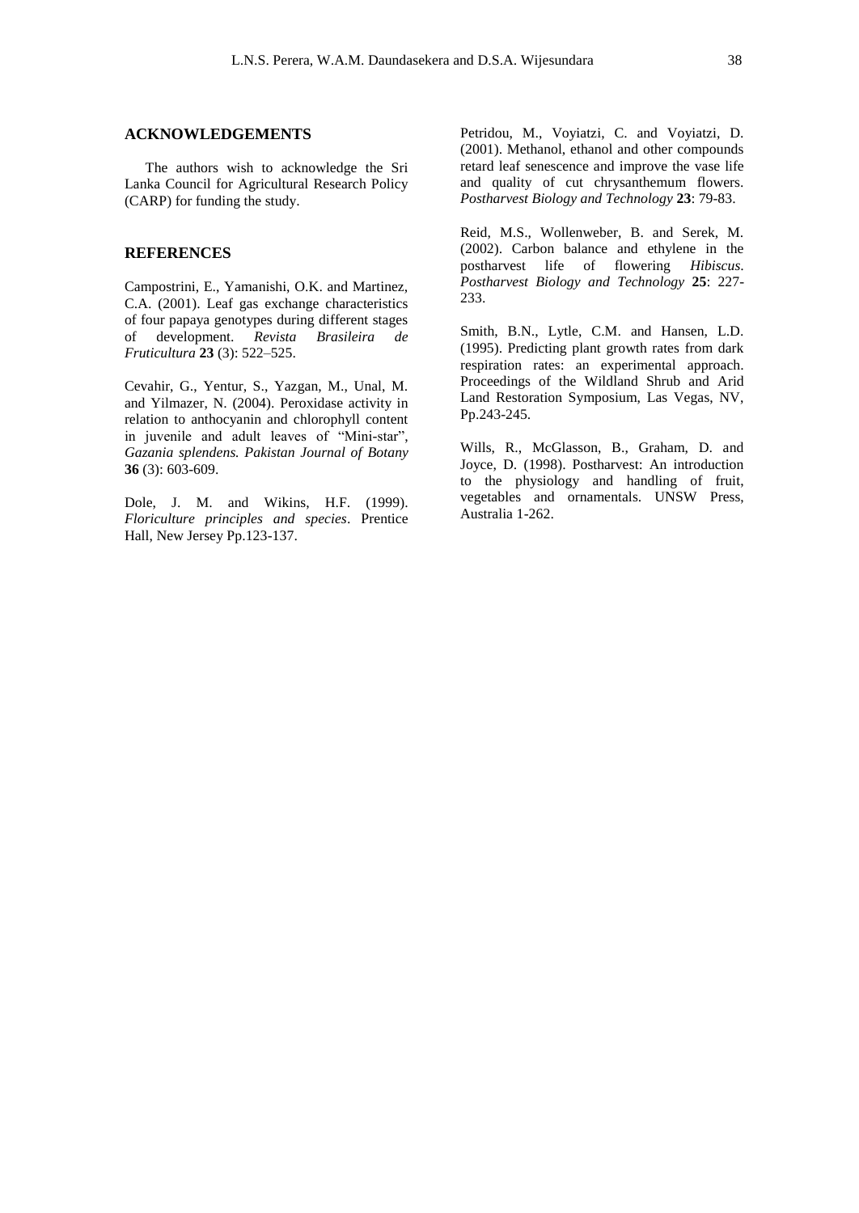## ACKNOWLEDGEMENTS

The authors wish to acknowledge the Sri Lanka Council for Agricultural Research Policy (CARP) for funding the study.

## REFERENCES

Campostrini, E., Yamanishi, O.K. and Martinez, C.A. (2001). Leaf gas exchange characteristics of four papaya genotypes during different stages of development. *Revista Brasileira de Fruticultura* **23** (3): 522–525.

Cevahir, G., Yentur, S., Yazgan, M., Unal, M. and Yilmazer, N. (2004). Peroxidase activity in relation to anthocyanin and chlorophyll content in juvenile and adult leaves of "Mini-star", *Gazania splendens. Pakistan Journal of Botany* **36** (3): 603-609.

Dole, J. M. and Wikins, H.F. (1999). *Floriculture principles and species*. Prentice Hall, New Jersey Pp.123-137.

Petridou, M., Voyiatzi, C. and Voyiatzi, D. (2001). Methanol, ethanol and other compounds retard leaf senescence and improve the vase life and quality of cut chrysanthemum flowers. *Postharvest Biology and Technology* **23**: 79-83.

Reid, M.S., Wollenweber, B. and Serek, M. (2002). Carbon balance and ethylene in the postharvest life of flowering *Hibiscus*. *Postharvest Biology and Technology* **25**: 227-233.

Smith, B.N., Lytle, C.M. and Hansen, L.D. (1995). Predicting plant growth rates from dark respiration rates: an experimental approach. Proceedings of the Wildland Shrub and Arid Land Restoration Symposium, Las Vegas, NV, Pp.243-245.

Wills, R., McGlasson, B., Graham, D. and Joyce, D. (1998). Postharvest: An introduction to the physiology and handling of fruit, vegetables and ornamentals. UNSW Press, Australia 1-262.